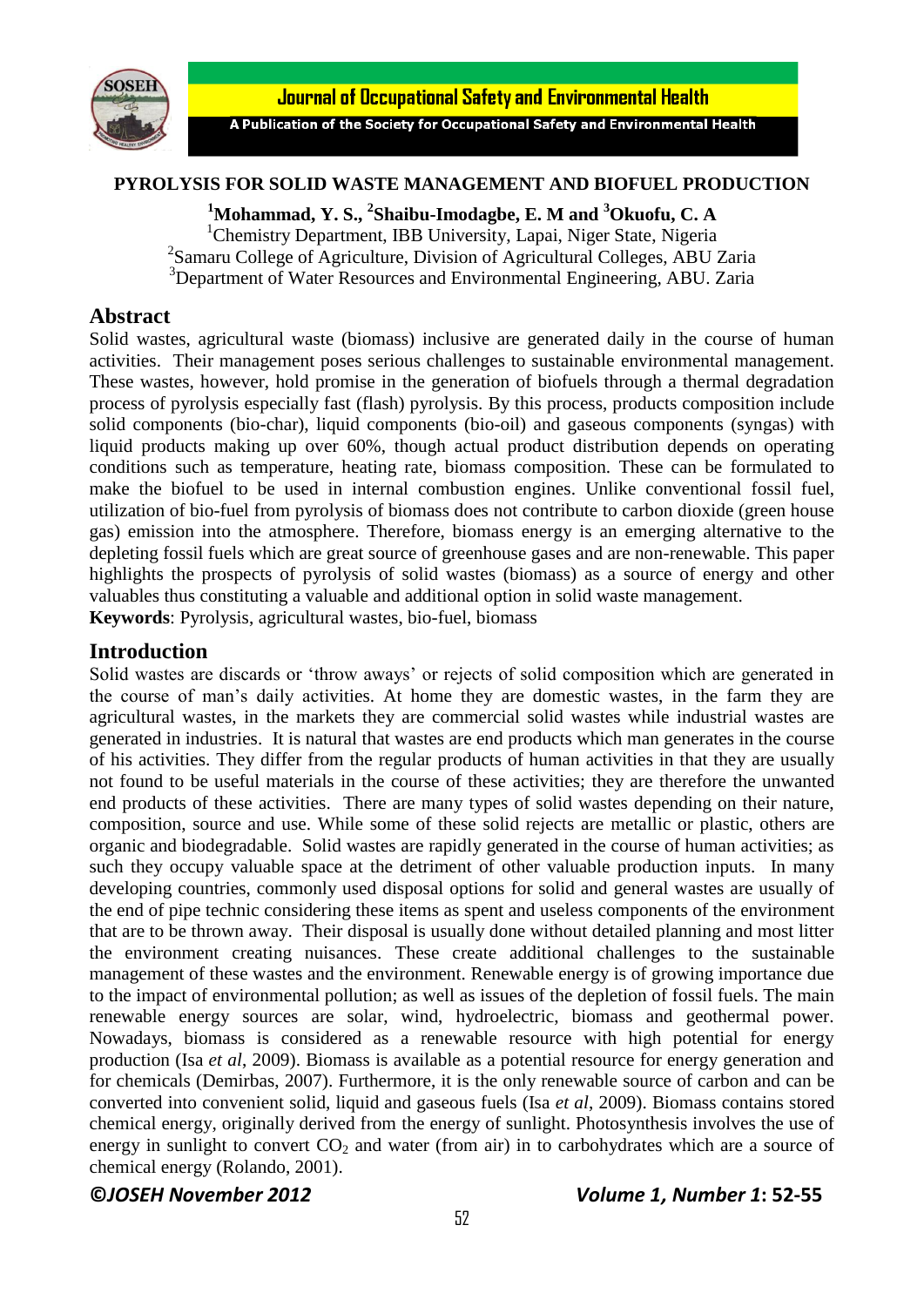# PYROLYSIS FOR SOLID WASTE MANAGEMENT AND BIOFUEL PRODUCTION

**[1]Mohammad, Y. S., [2]Shaibu-Imodagbe, E. M and [3]Okuofu, C. A**

[1]Chemistry Department, IBB University, Lapai, Niger State, Nigeria
[2]Samaru College of Agriculture, Division of Agricultural Colleges, ABU Zaria
[3]Department of Water Resources and Environmental Engineering, ABU. Zaria

## Abstract

Solid wastes, agricultural waste (biomass) inclusive are generated daily in the course of human activities. Their management poses serious challenges to sustainable environmental management. These wastes, however, hold promise in the generation of biofuels through a thermal degradation process of pyrolysis especially fast (flash) pyrolysis. By this process, products composition include solid components (bio-char), liquid components (bio-oil) and gaseous components (syngas) with liquid products making up over 60%, though actual product distribution depends on operating conditions such as temperature, heating rate, biomass composition. These can be formulated to make the biofuel to be used in internal combustion engines. Unlike conventional fossil fuel, utilization of bio-fuel from pyrolysis of biomass does not contribute to carbon dioxide (green house gas) emission into the atmosphere. Therefore, biomass energy is an emerging alternative to the depleting fossil fuels which are great source of greenhouse gases and are non-renewable. This paper highlights the prospects of pyrolysis of solid wastes (biomass) as a source of energy and other valuables thus constituting a valuable and additional option in solid waste management.

**Keywords**: Pyrolysis, agricultural wastes, bio-fuel, biomass

## Introduction

Solid wastes are discards or 'throw aways' or rejects of solid composition which are generated in the course of man's daily activities. At home they are domestic wastes, in the farm they are agricultural wastes, in the markets they are commercial solid wastes while industrial wastes are generated in industries. It is natural that wastes are end products which man generates in the course of his activities. They differ from the regular products of human activities in that they are usually not found to be useful materials in the course of these activities; they are therefore the unwanted end products of these activities. There are many types of solid wastes depending on their nature, composition, source and use. While some of these solid rejects are metallic or plastic, others are organic and biodegradable. Solid wastes are rapidly generated in the course of human activities; as such they occupy valuable space at the detriment of other valuable production inputs. In many developing countries, commonly used disposal options for solid and general wastes are usually of the end of pipe technic considering these items as spent and useless components of the environment that are to be thrown away. Their disposal is usually done without detailed planning and most litter the environment creating nuisances. These create additional challenges to the sustainable management of these wastes and the environment. Renewable energy is of growing importance due to the impact of environmental pollution; as well as issues of the depletion of fossil fuels. The main renewable energy sources are solar, wind, hydroelectric, biomass and geothermal power. Nowadays, biomass is considered as a renewable resource with high potential for energy production (Isa *et al*, 2009). Biomass is available as a potential resource for energy generation and for chemicals (Demirbas, 2007). Furthermore, it is the only renewable source of carbon and can be converted into convenient solid, liquid and gaseous fuels (Isa *et al*, 2009). Biomass contains stored chemical energy, originally derived from the energy of sunlight. Photosynthesis involves the use of energy in sunlight to convert $CO_2$ and water (from air) in to carbohydrates which are a source of chemical energy (Rolando, 2001).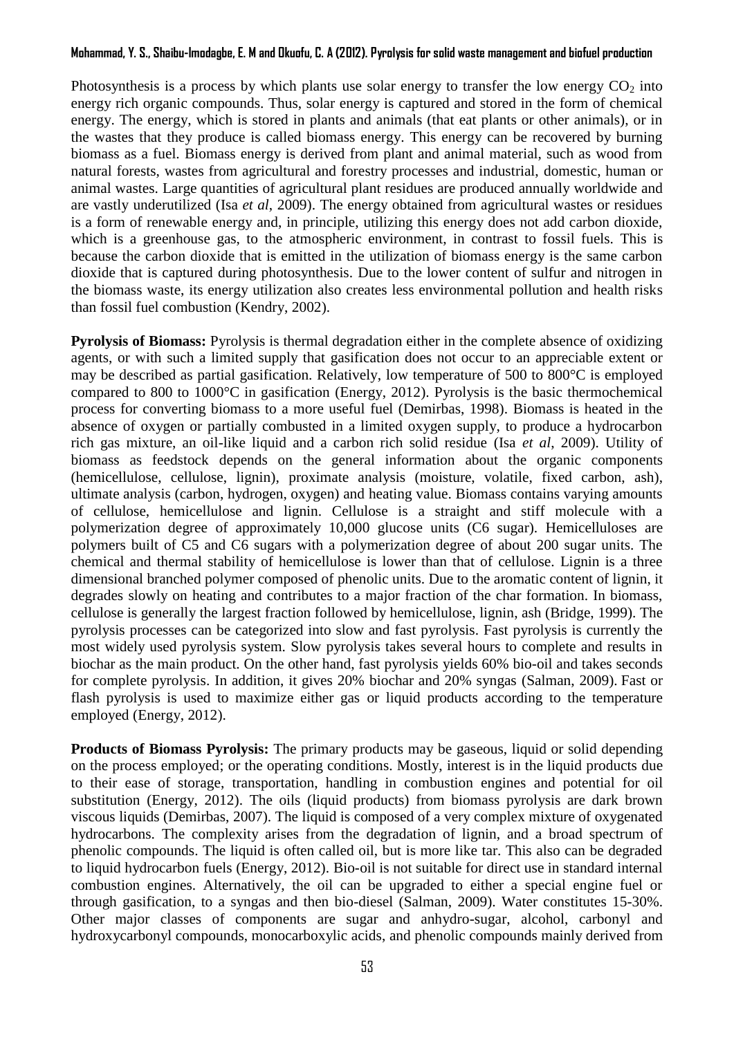Photosynthesis is a process by which plants use solar energy to transfer the low energy $CO_2$ into energy rich organic compounds. Thus, solar energy is captured and stored in the form of chemical energy. The energy, which is stored in plants and animals (that eat plants or other animals), or in the wastes that they produce is called biomass energy. This energy can be recovered by burning biomass as a fuel. Biomass energy is derived from plant and animal material, such as wood from natural forests, wastes from agricultural and forestry processes and industrial, domestic, human or animal wastes. Large quantities of agricultural plant residues are produced annually worldwide and are vastly underutilized (Isa *et al*, 2009). The energy obtained from agricultural wastes or residues is a form of renewable energy and, in principle, utilizing this energy does not add carbon dioxide, which is a greenhouse gas, to the atmospheric environment, in contrast to fossil fuels. This is because the carbon dioxide that is emitted in the utilization of biomass energy is the same carbon dioxide that is captured during photosynthesis. Due to the lower content of sulfur and nitrogen in the biomass waste, its energy utilization also creates less environmental pollution and health risks than fossil fuel combustion (Kendry, 2002).

**Pyrolysis of Biomass:** Pyrolysis is thermal degradation either in the complete absence of oxidizing agents, or with such a limited supply that gasification does not occur to an appreciable extent or may be described as partial gasification. Relatively, low temperature of 500 to 800°C is employed compared to 800 to 1000°C in gasification (Energy, 2012). Pyrolysis is the basic thermochemical process for converting biomass to a more useful fuel (Demirbas, 1998). Biomass is heated in the absence of oxygen or partially combusted in a limited oxygen supply, to produce a hydrocarbon rich gas mixture, an oil-like liquid and a carbon rich solid residue (Isa *et al*, 2009). Utility of biomass as feedstock depends on the general information about the organic components (hemicellulose, cellulose, lignin), proximate analysis (moisture, volatile, fixed carbon, ash), ultimate analysis (carbon, hydrogen, oxygen) and heating value. Biomass contains varying amounts of cellulose, hemicellulose and lignin. Cellulose is a straight and stiff molecule with a polymerization degree of approximately 10,000 glucose units (C6 sugar). Hemicelluloses are polymers built of C5 and C6 sugars with a polymerization degree of about 200 sugar units. The chemical and thermal stability of hemicellulose is lower than that of cellulose. Lignin is a three dimensional branched polymer composed of phenolic units. Due to the aromatic content of lignin, it degrades slowly on heating and contributes to a major fraction of the char formation. In biomass, cellulose is generally the largest fraction followed by hemicellulose, lignin, ash (Bridge, 1999). The pyrolysis processes can be categorized into slow and fast pyrolysis. Fast pyrolysis is currently the most widely used pyrolysis system. Slow pyrolysis takes several hours to complete and results in biochar as the main product. On the other hand, fast pyrolysis yields 60% bio-oil and takes seconds for complete pyrolysis. In addition, it gives 20% biochar and 20% syngas (Salman, 2009). Fast or flash pyrolysis is used to maximize either gas or liquid products according to the temperature employed (Energy, 2012).

**Products of Biomass Pyrolysis:** The primary products may be gaseous, liquid or solid depending on the process employed; or the operating conditions. Mostly, interest is in the liquid products due to their ease of storage, transportation, handling in combustion engines and potential for oil substitution (Energy, 2012). The oils (liquid products) from biomass pyrolysis are dark brown viscous liquids (Demirbas, 2007). The liquid is composed of a very complex mixture of oxygenated hydrocarbons. The complexity arises from the degradation of lignin, and a broad spectrum of phenolic compounds. The liquid is often called oil, but is more like tar. This also can be degraded to liquid hydrocarbon fuels (Energy, 2012). Bio-oil is not suitable for direct use in standard internal combustion engines. Alternatively, the oil can be upgraded to either a special engine fuel or through gasification, to a syngas and then bio-diesel (Salman, 2009). Water constitutes 15-30%. Other major classes of components are sugar and anhydro-sugar, alcohol, carbonyl and hydroxycarbonyl compounds, monocarboxylic acids, and phenolic compounds mainly derived from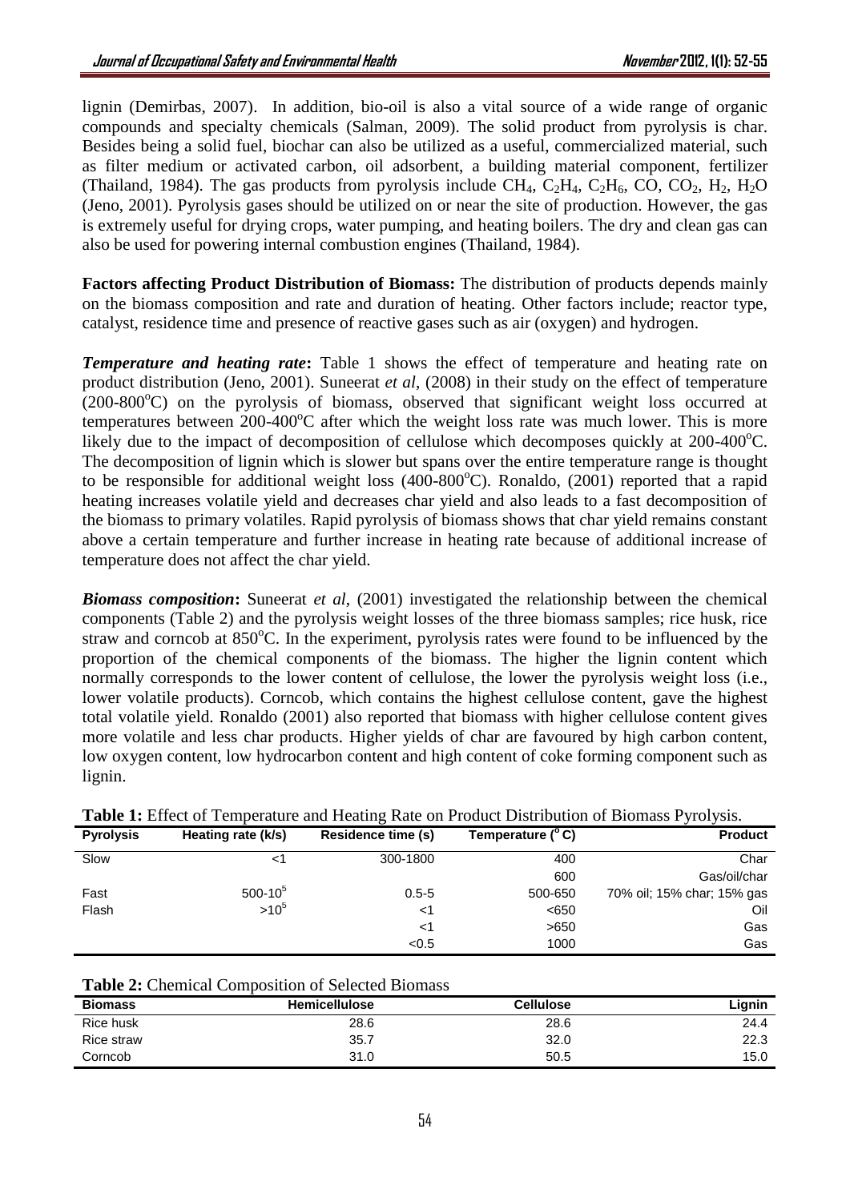lignin (Demirbas, 2007). In addition, bio-oil is also a vital source of a wide range of organic compounds and specialty chemicals (Salman, 2009). The solid product from pyrolysis is char. Besides being a solid fuel, biochar can also be utilized as a useful, commercialized material, such as filter medium or activated carbon, oil adsorbent, a building material component, fertilizer (Thailand, 1984). The gas products from pyrolysis include $CH_4$, $C_2H_4$, $C_2H_6$, CO, $CO_2$, $H_2$, $H_2O$ (Jeno, 2001). Pyrolysis gases should be utilized on or near the site of production. However, the gas is extremely useful for drying crops, water pumping, and heating boilers. The dry and clean gas can also be used for powering internal combustion engines (Thailand, 1984).

**Factors affecting Product Distribution of Biomass:** The distribution of products depends mainly on the biomass composition and rate and duration of heating. Other factors include; reactor type, catalyst, residence time and presence of reactive gases such as air (oxygen) and hydrogen.

***Temperature and heating rate*:** Table 1 shows the effect of temperature and heating rate on product distribution (Jeno, 2001). Suneerat *et al*, (2008) in their study on the effect of temperature (200-800$^oC$) on the pyrolysis of biomass, observed that significant weight loss occurred at temperatures between 200-400$^oC$ after which the weight loss rate was much lower. This is more likely due to the impact of decomposition of cellulose which decomposes quickly at 200-400$^oC$. The decomposition of lignin which is slower but spans over the entire temperature range is thought to be responsible for additional weight loss (400-800$^oC$). Ronaldo, (2001) reported that a rapid heating increases volatile yield and decreases char yield and also leads to a fast decomposition of the biomass to primary volatiles. Rapid pyrolysis of biomass shows that char yield remains constant above a certain temperature and further increase in heating rate because of additional increase of temperature does not affect the char yield.

***Biomass composition*:** Suneerat *et al*, (2001) investigated the relationship between the chemical components (Table 2) and the pyrolysis weight losses of the three biomass samples; rice husk, rice straw and corncob at 850$^oC$. In the experiment, pyrolysis rates were found to be influenced by the proportion of the chemical components of the biomass. The higher the lignin content which normally corresponds to the lower content of cellulose, the lower the pyrolysis weight loss (i.e., lower volatile products). Corncob, which contains the highest cellulose content, gave the highest total volatile yield. Ronaldo (2001) also reported that biomass with higher cellulose content gives more volatile and less char products. Higher yields of char are favoured by high carbon content, low oxygen content, low hydrocarbon content and high content of coke forming component such as lignin.

**Table 1:** Effect of Temperature and Heating Rate on Product Distribution of Biomass Pyrolysis.

| Pyrolysis | Heating rate (k/s) | Residence time (s) | Temperature ($^oC$) | Product |
|---|---|---|---|---|
| Slow | <1 | 300-1800 | 400 | Char |
| | | | 600 | Gas/oil/char |
| Fast | 500-$10^5$ | 0.5-5 | 500-650 | 70% oil; 15% char; 15% gas |
| Flash | >$10^5$ | <1 | <650 | Oil |
| | | <1 | >650 | Gas |
| | | <0.5 | 1000 | Gas |

**Table 2:** Chemical Composition of Selected Biomass

| Biomass | Hemicellulose | Cellulose | Lignin |
|---|---|---|---|
| Rice husk | 28.6 | 28.6 | 24.4 |
| Rice straw | 35.7 | 32.0 | 22.3 |
| Corncob | 31.0 | 50.5 | 15.0 |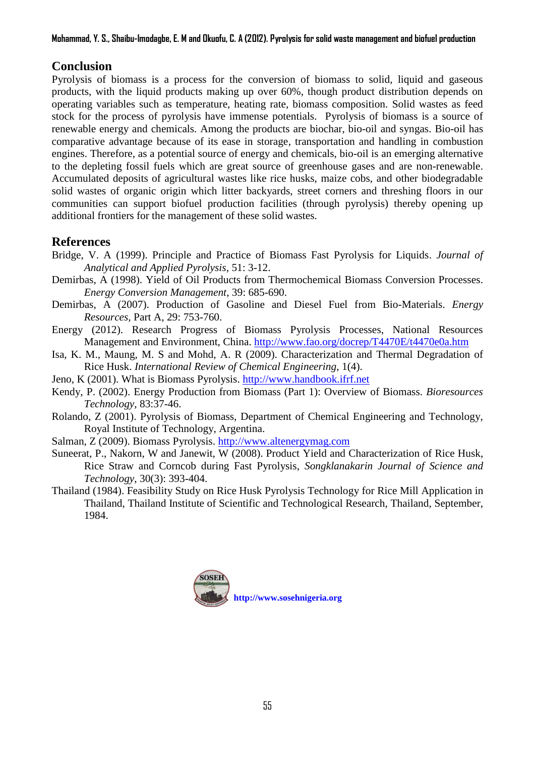## Conclusion

Pyrolysis of biomass is a process for the conversion of biomass to solid, liquid and gaseous products, with the liquid products making up over 60%, though product distribution depends on operating variables such as temperature, heating rate, biomass composition. Solid wastes as feed stock for the process of pyrolysis have immense potentials. Pyrolysis of biomass is a source of renewable energy and chemicals. Among the products are biochar, bio-oil and syngas. Bio-oil has comparative advantage because of its ease in storage, transportation and handling in combustion engines. Therefore, as a potential source of energy and chemicals, bio-oil is an emerging alternative to the depleting fossil fuels which are great source of greenhouse gases and are non-renewable. Accumulated deposits of agricultural wastes like rice husks, maize cobs, and other biodegradable solid wastes of organic origin which litter backyards, street corners and threshing floors in our communities can support biofuel production facilities (through pyrolysis) thereby opening up additional frontiers for the management of these solid wastes.

## References

Bridge, V. A (1999). Principle and Practice of Biomass Fast Pyrolysis for Liquids. *Journal of Analytical and Applied Pyrolysis*, 51: 3-12.

Demirbas, A (1998). Yield of Oil Products from Thermochemical Biomass Conversion Processes. *Energy Conversion Management*, 39: 685-690.

Demirbas, A (2007). Production of Gasoline and Diesel Fuel from Bio-Materials. *Energy Resources*, Part A, 29: 753-760.

Energy (2012). Research Progress of Biomass Pyrolysis Processes, National Resources Management and Environment, China. http://www.fao.org/docrep/T4470E/t4470e0a.htm

Isa, K. M., Maung, M. S and Mohd, A. R (2009). Characterization and Thermal Degradation of Rice Husk. *International Review of Chemical Engineering*, 1(4).

Jeno, K (2001). What is Biomass Pyrolysis. http://www.handbook.ifrf.net

Kendy, P. (2002). Energy Production from Biomass (Part 1): Overview of Biomass. *Bioresources Technology*, 83:37-46.

Rolando, Z (2001). Pyrolysis of Biomass, Department of Chemical Engineering and Technology, Royal Institute of Technology, Argentina.

Salman, Z (2009). Biomass Pyrolysis. http://www.altenergymag.com

Suneerat, P., Nakorn, W and Janewit, W (2008). Product Yield and Characterization of Rice Husk, Rice Straw and Corncob during Fast Pyrolysis, *Songklanakarin Journal of Science and Technology*, 30(3): 393-404.

Thailand (1984). Feasibility Study on Rice Husk Pyrolysis Technology for Rice Mill Application in Thailand, Thailand Institute of Scientific and Technological Research, Thailand, September, 1984.